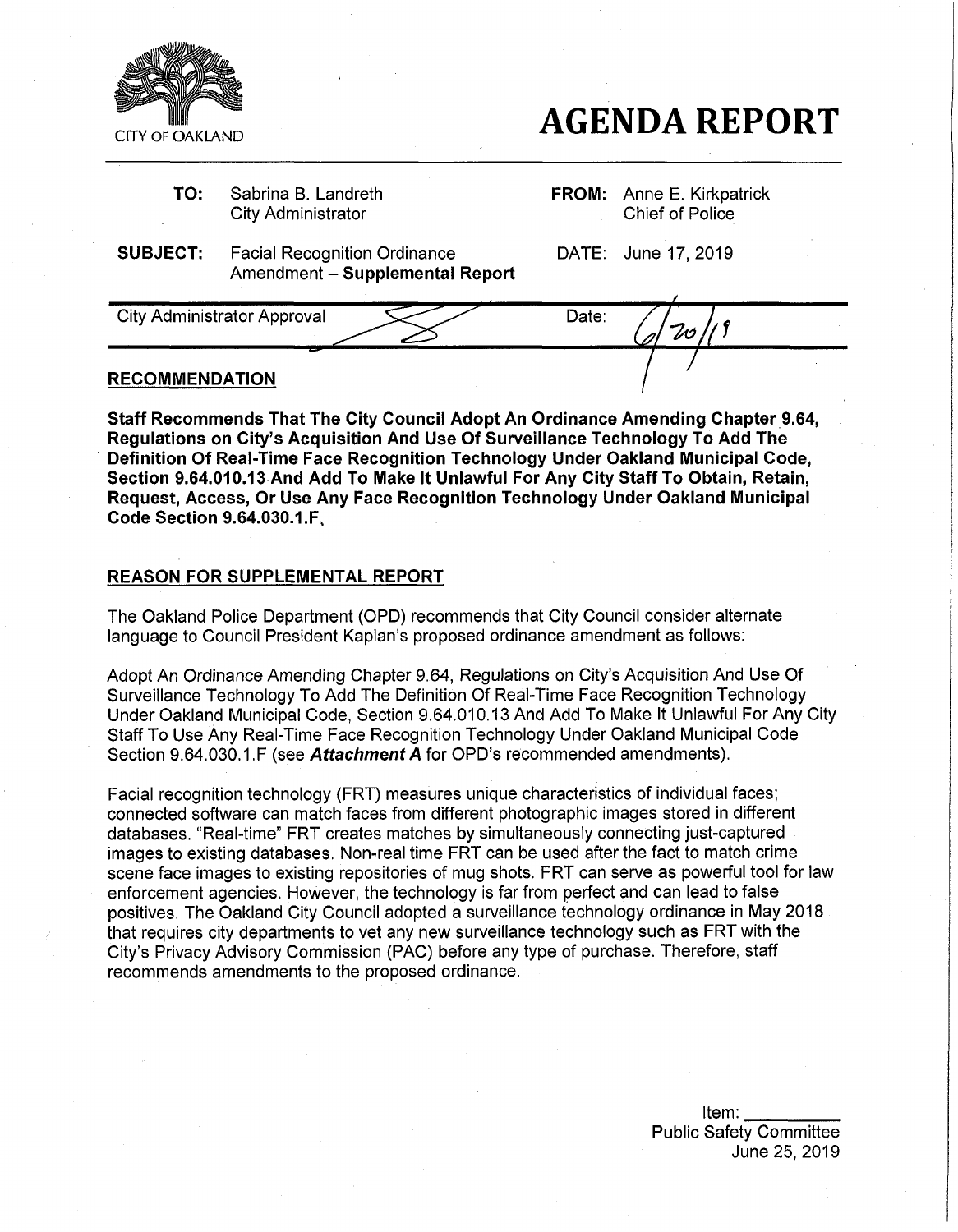CITY OF OAKLAND

# AGENDA REPORT

| | | | |
|---|---|---|---|
| **TO:** | Sabrina B. Landreth<br>City Administrator | **FROM:** | Anne E. Kirkpatrick<br>Chief of Police |
| **SUBJECT:** | Facial Recognition Ordinance Amendment – **Supplemental Report** | DATE: | June 17, 2019 |

| City Administrator Approval | | Date: | 6/20/19 |
|---|---|---|---|

## RECOMMENDATION

**Staff Recommends That The City Council Adopt An Ordinance Amending Chapter 9.64, Regulations on City's Acquisition And Use Of Surveillance Technology To Add The Definition Of Real-Time Face Recognition Technology Under Oakland Municipal Code, Section 9.64.010.13 And Add To Make It Unlawful For Any City Staff To Obtain, Retain, Request, Access, Or Use Any Face Recognition Technology Under Oakland Municipal Code Section 9.64.030.1.F.**

## REASON FOR SUPPLEMENTAL REPORT

The Oakland Police Department (OPD) recommends that City Council consider alternate language to Council President Kaplan's proposed ordinance amendment as follows:

Adopt An Ordinance Amending Chapter 9.64, Regulations on City's Acquisition And Use Of Surveillance Technology To Add The Definition Of Real-Time Face Recognition Technology Under Oakland Municipal Code, Section 9.64.010.13 And Add To Make It Unlawful For Any City Staff To Use Any Real-Time Face Recognition Technology Under Oakland Municipal Code Section 9.64.030.1.F (see ***Attachment A*** for OPD's recommended amendments).

Facial recognition technology (FRT) measures unique characteristics of individual faces; connected software can match faces from different photographic images stored in different databases. "Real-time" FRT creates matches by simultaneously connecting just-captured images to existing databases. Non-real time FRT can be used after the fact to match crime scene face images to existing repositories of mug shots. FRT can serve as powerful tool for law enforcement agencies. However, the technology is far from perfect and can lead to false positives. The Oakland City Council adopted a surveillance technology ordinance in May 2018 that requires city departments to vet any new surveillance technology such as FRT with the City's Privacy Advisory Commission (PAC) before any type of purchase. Therefore, staff recommends amendments to the proposed ordinance.

Item: \_\_\_\_\_\_\_\_\_\_
Public Safety Committee
June 25, 2019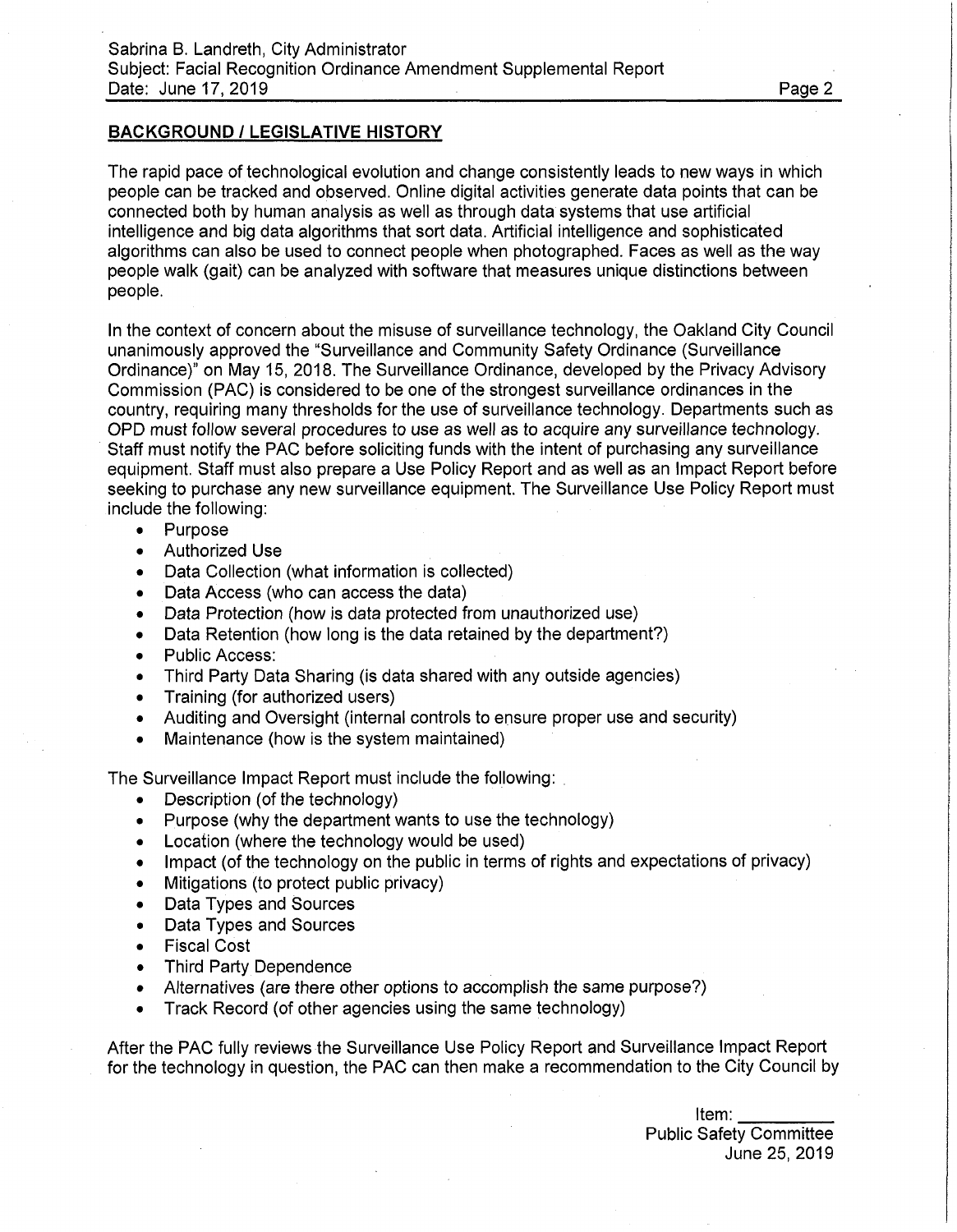## BACKGROUND / LEGISLATIVE HISTORY

The rapid pace of technological evolution and change consistently leads to new ways in which people can be tracked and observed. Online digital activities generate data points that can be connected both by human analysis as well as through data systems that use artificial intelligence and big data algorithms that sort data. Artificial intelligence and sophisticated algorithms can also be used to connect people when photographed. Faces as well as the way people walk (gait) can be analyzed with software that measures unique distinctions between people.

In the context of concern about the misuse of surveillance technology, the Oakland City Council unanimously approved the "Surveillance and Community Safety Ordinance (Surveillance Ordinance)" on May 15, 2018. The Surveillance Ordinance, developed by the Privacy Advisory Commission (PAC) is considered to be one of the strongest surveillance ordinances in the country, requiring many thresholds for the use of surveillance technology. Departments such as OPD must follow several procedures to use as well as to acquire any surveillance technology. Staff must notify the PAC before soliciting funds with the intent of purchasing any surveillance equipment. Staff must also prepare a Use Policy Report and as well as an Impact Report before seeking to purchase any new surveillance equipment. The Surveillance Use Policy Report must include the following:

- Purpose
- Authorized Use
- Data Collection (what information is collected)
- Data Access (who can access the data)
- Data Protection (how is data protected from unauthorized use)
- Data Retention (how long is the data retained by the department?)
- Public Access:
- Third Party Data Sharing (is data shared with any outside agencies)
- Training (for authorized users)
- Auditing and Oversight (internal controls to ensure proper use and security)
- Maintenance (how is the system maintained)

The Surveillance Impact Report must include the following:

- Description (of the technology)
- Purpose (why the department wants to use the technology)
- Location (where the technology would be used)
- Impact (of the technology on the public in terms of rights and expectations of privacy)
- Mitigations (to protect public privacy)
- Data Types and Sources
- Data Types and Sources
- Fiscal Cost
- Third Party Dependence
- Alternatives (are there other options to accomplish the same purpose?)
- Track Record (of other agencies using the same technology)

After the PAC fully reviews the Surveillance Use Policy Report and Surveillance Impact Report for the technology in question, the PAC can then make a recommendation to the City Council by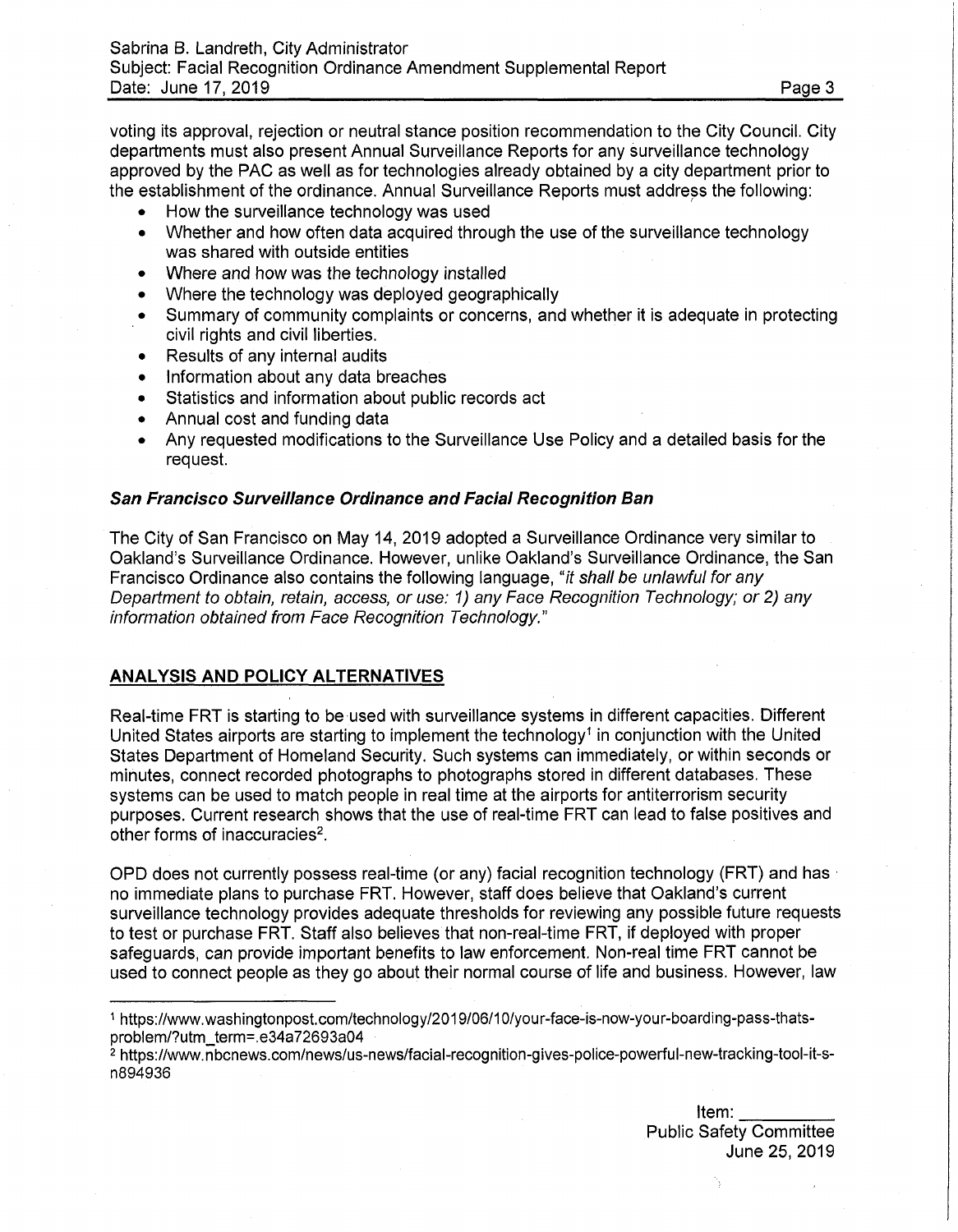voting its approval, rejection or neutral stance position recommendation to the City Council. City departments must also present Annual Surveillance Reports for any surveillance technology approved by the PAC as well as for technologies already obtained by a city department prior to the establishment of the ordinance. Annual Surveillance Reports must address the following:

- How the surveillance technology was used
- Whether and how often data acquired through the use of the surveillance technology was shared with outside entities
- Where and how was the technology installed
- Where the technology was deployed geographically
- Summary of community complaints or concerns, and whether it is adequate in protecting civil rights and civil liberties.
- Results of any internal audits
- Information about any data breaches
- Statistics and information about public records act
- Annual cost and funding data
- Any requested modifications to the Surveillance Use Policy and a detailed basis for the request.

***San Francisco Surveillance Ordinance and Facial Recognition Ban***

The City of San Francisco on May 14, 2019 adopted a Surveillance Ordinance very similar to Oakland's Surveillance Ordinance. However, unlike Oakland's Surveillance Ordinance, the San Francisco Ordinance also contains the following language, "*it shall be unlawful for any Department to obtain, retain, access, or use: 1) any Face Recognition Technology; or 2) any information obtained from Face Recognition Technology.*"

## ANALYSIS AND POLICY ALTERNATIVES

Real-time FRT is starting to be used with surveillance systems in different capacities. Different United States airports are starting to implement the technology[1] in conjunction with the United States Department of Homeland Security. Such systems can immediately, or within seconds or minutes, connect recorded photographs to photographs stored in different databases. These systems can be used to match people in real time at the airports for antiterrorism security purposes. Current research shows that the use of real-time FRT can lead to false positives and other forms of inaccuracies[2].

OPD does not currently possess real-time (or any) facial recognition technology (FRT) and has no immediate plans to purchase FRT. However, staff does believe that Oakland's current surveillance technology provides adequate thresholds for reviewing any possible future requests to test or purchase FRT. Staff also believes that non-real-time FRT, if deployed with proper safeguards, can provide important benefits to law enforcement. Non-real time FRT cannot be used to connect people as they go about their normal course of life and business. However, law

---

[1] https://www.washingtonpost.com/technology/2019/06/10/your-face-is-now-your-boarding-pass-thats-problem/?utm_term=.e34a72693a04

[2] https://www.nbcnews.com/news/us-news/facial-recognition-gives-police-powerful-new-tracking-tool-it-s-n894936

Item: \_\_\_\_\_\_\_\_\_
Public Safety Committee
June 25, 2019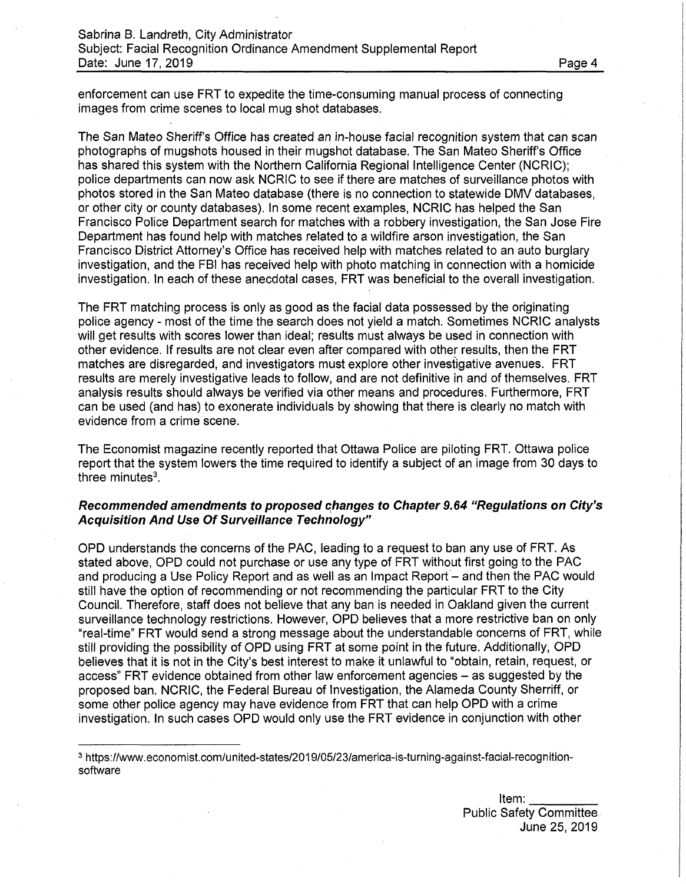enforcement can use FRT to expedite the time-consuming manual process of connecting images from crime scenes to local mug shot databases.

The San Mateo Sheriff's Office has created an in-house facial recognition system that can scan photographs of mugshots housed in their mugshot database. The San Mateo Sheriff's Office has shared this system with the Northern California Regional Intelligence Center (NCRIC); police departments can now ask NCRIC to see if there are matches of surveillance photos with photos stored in the San Mateo database (there is no connection to statewide DMV databases, or other city or county databases). In some recent examples, NCRIC has helped the San Francisco Police Department search for matches with a robbery investigation, the San Jose Fire Department has found help with matches related to a wildfire arson investigation, the San Francisco District Attorney's Office has received help with matches related to an auto burglary investigation, and the FBI has received help with photo matching in connection with a homicide investigation. In each of these anecdotal cases, FRT was beneficial to the overall investigation.

The FRT matching process is only as good as the facial data possessed by the originating police agency - most of the time the search does not yield a match. Sometimes NCRIC analysts will get results with scores lower than ideal; results must always be used in connection with other evidence. If results are not clear even after compared with other results, then the FRT matches are disregarded, and investigators must explore other investigative avenues. FRT results are merely investigative leads to follow, and are not definitive in and of themselves. FRT analysis results should always be verified via other means and procedures. Furthermore, FRT can be used (and has) to exonerate individuals by showing that there is clearly no match with evidence from a crime scene.

The Economist magazine recently reported that Ottawa Police are piloting FRT. Ottawa police report that the system lowers the time required to identify a subject of an image from 30 days to three minutes[3].

### *Recommended amendments to proposed changes to Chapter 9.64 "Regulations on City's Acquisition And Use Of Surveillance Technology"*

OPD understands the concerns of the PAC, leading to a request to ban any use of FRT. As stated above, OPD could not purchase or use any type of FRT without first going to the PAC and producing a Use Policy Report and as well as an Impact Report – and then the PAC would still have the option of recommending or not recommending the particular FRT to the City Council. Therefore, staff does not believe that any ban is needed in Oakland given the current surveillance technology restrictions. However, OPD believes that a more restrictive ban on only "real-time" FRT would send a strong message about the understandable concerns of FRT, while still providing the possibility of OPD using FRT at some point in the future. Additionally, OPD believes that it is not in the City's best interest to make it unlawful to "obtain, retain, request, or access" FRT evidence obtained from other law enforcement agencies – as suggested by the proposed ban. NCRIC, the Federal Bureau of Investigation, the Alameda County Sherriff, or some other police agency may have evidence from FRT that can help OPD with a crime investigation. In such cases OPD would only use the FRT evidence in conjunction with other

[3] https://www.economist.com/united-states/2019/05/23/america-is-turning-against-facial-recognition-software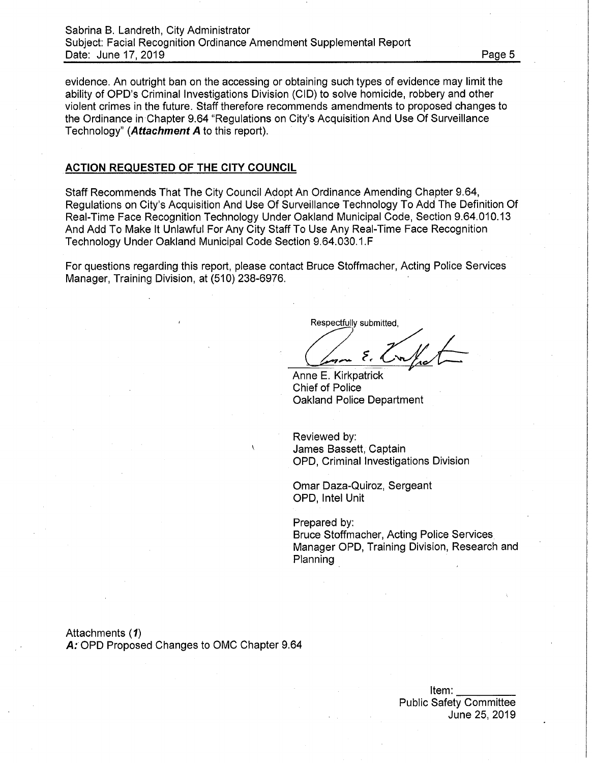evidence. An outright ban on the accessing or obtaining such types of evidence may limit the ability of OPD's Criminal Investigations Division (CID) to solve homicide, robbery and other violent crimes in the future. Staff therefore recommends amendments to proposed changes to the Ordinance in Chapter 9.64 "Regulations on City's Acquisition And Use Of Surveillance Technology" (***Attachment A*** to this report).

## ACTION REQUESTED OF THE CITY COUNCIL

Staff Recommends That The City Council Adopt An Ordinance Amending Chapter 9.64, Regulations on City's Acquisition And Use Of Surveillance Technology To Add The Definition Of Real-Time Face Recognition Technology Under Oakland Municipal Code, Section 9.64.010.13 And Add To Make It Unlawful For Any City Staff To Use Any Real-Time Face Recognition Technology Under Oakland Municipal Code Section 9.64.030.1.F

For questions regarding this report, please contact Bruce Stoffmacher, Acting Police Services Manager, Training Division, at (510) 238-6976.

Respectfully submitted,

Anne E. Kirkpatrick
Chief of Police
Oakland Police Department

Reviewed by:
James Bassett, Captain
OPD, Criminal Investigations Division

Omar Daza-Quiroz, Sergeant
OPD, Intel Unit

Prepared by:
Bruce Stoffmacher, Acting Police Services Manager OPD, Training Division, Research and Planning

Attachments (***1***)
***A:*** OPD Proposed Changes to OMC Chapter 9.64

Item: ________
Public Safety Committee
June 25, 2019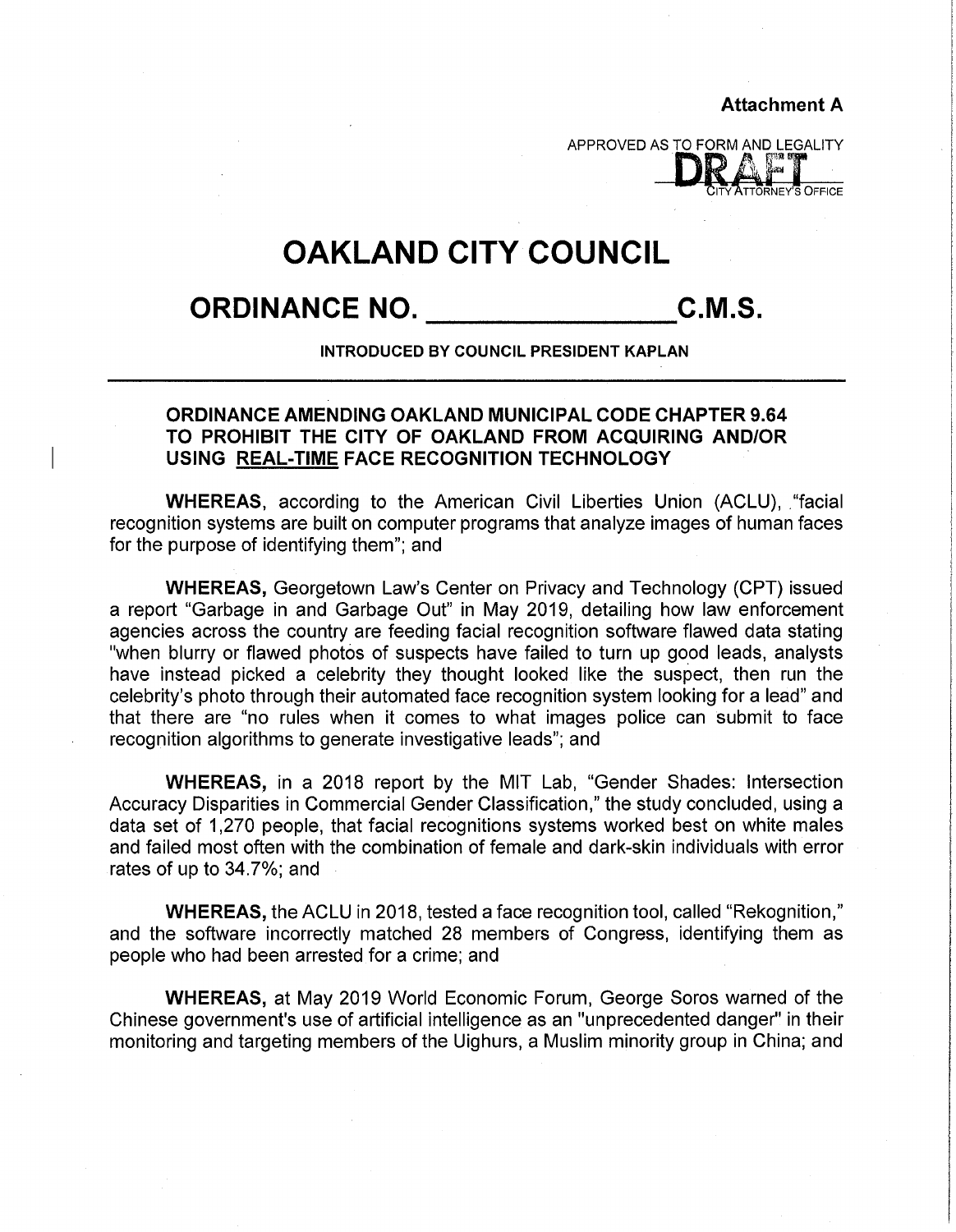**Attachment A**

APPROVED AS TO FORM AND LEGALITY

DRAFT

CITY ATTORNEY'S OFFICE

# OAKLAND CITY COUNCIL

## ORDINANCE NO. ________________ C.M.S.

**INTRODUCED BY COUNCIL PRESIDENT KAPLAN**

**ORDINANCE AMENDING OAKLAND MUNICIPAL CODE CHAPTER 9.64 TO PROHIBIT THE CITY OF OAKLAND FROM ACQUIRING AND/OR USING REAL-TIME FACE RECOGNITION TECHNOLOGY**

**WHEREAS,** according to the American Civil Liberties Union (ACLU), "facial recognition systems are built on computer programs that analyze images of human faces for the purpose of identifying them"; and

**WHEREAS,** Georgetown Law's Center on Privacy and Technology (CPT) issued a report "Garbage in and Garbage Out" in May 2019, detailing how law enforcement agencies across the country are feeding facial recognition software flawed data stating "when blurry or flawed photos of suspects have failed to turn up good leads, analysts have instead picked a celebrity they thought looked like the suspect, then run the celebrity's photo through their automated face recognition system looking for a lead" and that there are "no rules when it comes to what images police can submit to face recognition algorithms to generate investigative leads"; and

**WHEREAS,** in a 2018 report by the MIT Lab, "Gender Shades: Intersection Accuracy Disparities in Commercial Gender Classification," the study concluded, using a data set of 1,270 people, that facial recognitions systems worked best on white males and failed most often with the combination of female and dark-skin individuals with error rates of up to 34.7%; and

**WHEREAS,** the ACLU in 2018, tested a face recognition tool, called "Rekognition," and the software incorrectly matched 28 members of Congress, identifying them as people who had been arrested for a crime; and

**WHEREAS,** at May 2019 World Economic Forum, George Soros warned of the Chinese government's use of artificial intelligence as an "unprecedented danger" in their monitoring and targeting members of the Uighurs, a Muslim minority group in China; and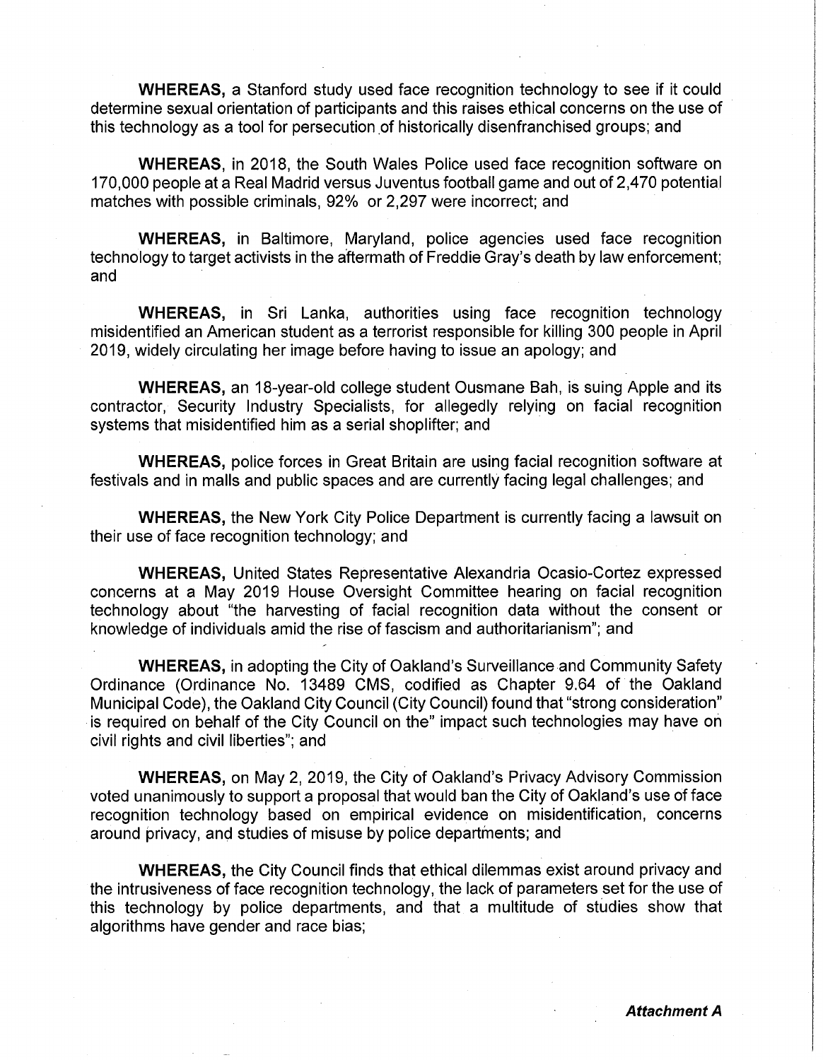**WHEREAS,** a Stanford study used face recognition technology to see if it could determine sexual orientation of participants and this raises ethical concerns on the use of this technology as a tool for persecution of historically disenfranchised groups; and

**WHEREAS,** in 2018, the South Wales Police used face recognition software on 170,000 people at a Real Madrid versus Juventus football game and out of 2,470 potential matches with possible criminals, 92% or 2,297 were incorrect; and

**WHEREAS,** in Baltimore, Maryland, police agencies used face recognition technology to target activists in the aftermath of Freddie Gray's death by law enforcement; and

**WHEREAS,** in Sri Lanka, authorities using face recognition technology misidentified an American student as a terrorist responsible for killing 300 people in April 2019, widely circulating her image before having to issue an apology; and

**WHEREAS,** an 18-year-old college student Ousmane Bah, is suing Apple and its contractor, Security Industry Specialists, for allegedly relying on facial recognition systems that misidentified him as a serial shoplifter; and

**WHEREAS,** police forces in Great Britain are using facial recognition software at festivals and in malls and public spaces and are currently facing legal challenges; and

**WHEREAS,** the New York City Police Department is currently facing a lawsuit on their use of face recognition technology; and

**WHEREAS,** United States Representative Alexandria Ocasio-Cortez expressed concerns at a May 2019 House Oversight Committee hearing on facial recognition technology about "the harvesting of facial recognition data without the consent or knowledge of individuals amid the rise of fascism and authoritarianism"; and

**WHEREAS,** in adopting the City of Oakland's Surveillance and Community Safety Ordinance (Ordinance No. 13489 CMS, codified as Chapter 9.64 of the Oakland Municipal Code), the Oakland City Council (City Council) found that "strong consideration" is required on behalf of the City Council on the" impact such technologies may have on civil rights and civil liberties"; and

**WHEREAS,** on May 2, 2019, the City of Oakland's Privacy Advisory Commission voted unanimously to support a proposal that would ban the City of Oakland's use of face recognition technology based on empirical evidence on misidentification, concerns around privacy, and studies of misuse by police departments; and

**WHEREAS,** the City Council finds that ethical dilemmas exist around privacy and the intrusiveness of face recognition technology, the lack of parameters set for the use of this technology by police departments, and that a multitude of studies show that algorithms have gender and race bias;

***Attachment A***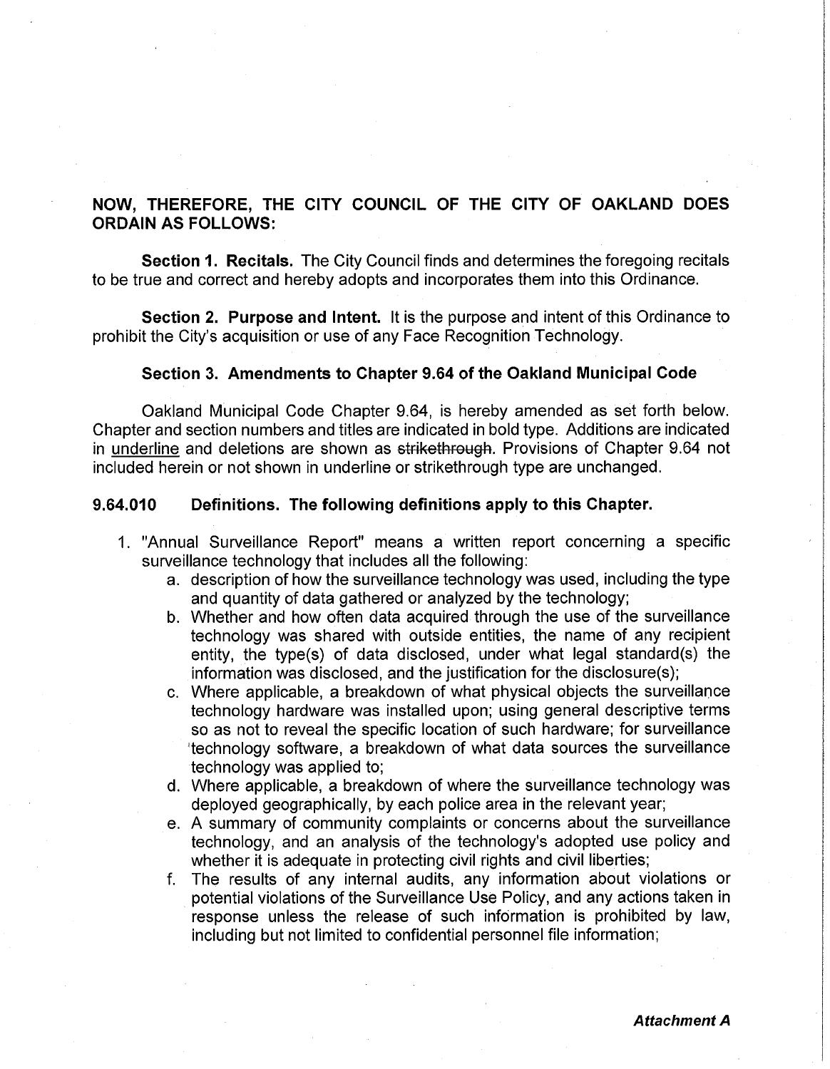**NOW, THEREFORE, THE CITY COUNCIL OF THE CITY OF OAKLAND DOES ORDAIN AS FOLLOWS:**

**Section 1. Recitals.** The City Council finds and determines the foregoing recitals to be true and correct and hereby adopts and incorporates them into this Ordinance.

**Section 2. Purpose and Intent.** It is the purpose and intent of this Ordinance to prohibit the City's acquisition or use of any Face Recognition Technology.

**Section 3. Amendments to Chapter 9.64 of the Oakland Municipal Code**

Oakland Municipal Code Chapter 9.64, is hereby amended as set forth below. Chapter and section numbers and titles are indicated in bold type. Additions are indicated in <u>underline</u> and deletions are shown as ~~strikethrough~~. Provisions of Chapter 9.64 not included herein or not shown in underline or strikethrough type are unchanged.

**9.64.010 Definitions. The following definitions apply to this Chapter.**

1. "Annual Surveillance Report" means a written report concerning a specific surveillance technology that includes all the following:
   a. description of how the surveillance technology was used, including the type and quantity of data gathered or analyzed by the technology;
   b. Whether and how often data acquired through the use of the surveillance technology was shared with outside entities, the name of any recipient entity, the type(s) of data disclosed, under what legal standard(s) the information was disclosed, and the justification for the disclosure(s);
   c. Where applicable, a breakdown of what physical objects the surveillance technology hardware was installed upon; using general descriptive terms so as not to reveal the specific location of such hardware; for surveillance technology software, a breakdown of what data sources the surveillance technology was applied to;
   d. Where applicable, a breakdown of where the surveillance technology was deployed geographically, by each police area in the relevant year;
   e. A summary of community complaints or concerns about the surveillance technology, and an analysis of the technology's adopted use policy and whether it is adequate in protecting civil rights and civil liberties;
   f. The results of any internal audits, any information about violations or potential violations of the Surveillance Use Policy, and any actions taken in response unless the release of such information is prohibited by law, including but not limited to confidential personnel file information;

***Attachment A***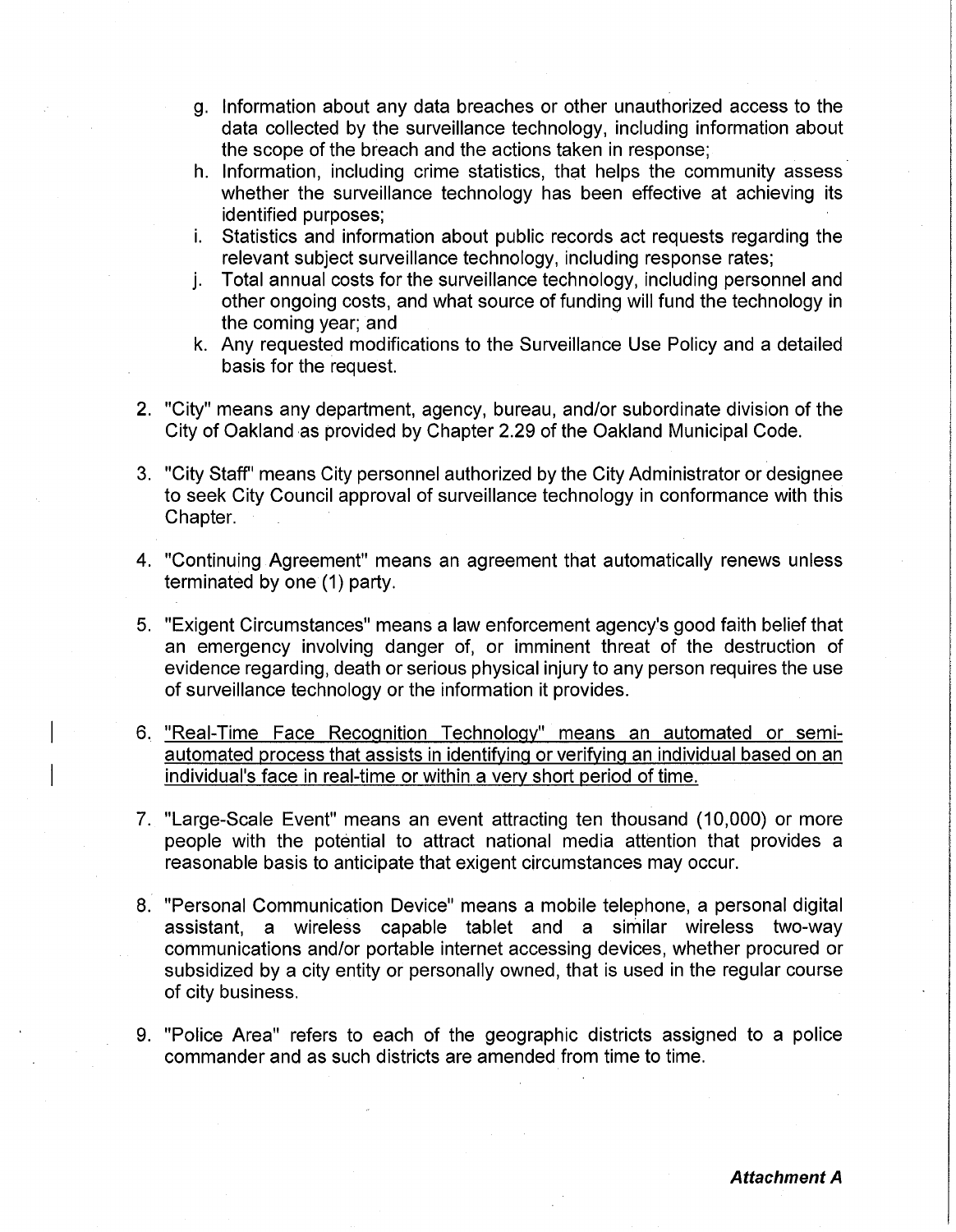g. Information about any data breaches or other unauthorized access to the data collected by the surveillance technology, including information about the scope of the breach and the actions taken in response;

h. Information, including crime statistics, that helps the community assess whether the surveillance technology has been effective at achieving its identified purposes;

i. Statistics and information about public records act requests regarding the relevant subject surveillance technology, including response rates;

j. Total annual costs for the surveillance technology, including personnel and other ongoing costs, and what source of funding will fund the technology in the coming year; and

k. Any requested modifications to the Surveillance Use Policy and a detailed basis for the request.

2. "City" means any department, agency, bureau, and/or subordinate division of the City of Oakland as provided by Chapter 2.29 of the Oakland Municipal Code.

3. "City Staff" means City personnel authorized by the City Administrator or designee to seek City Council approval of surveillance technology in conformance with this Chapter.

4. "Continuing Agreement" means an agreement that automatically renews unless terminated by one (1) party.

5. "Exigent Circumstances" means a law enforcement agency's good faith belief that an emergency involving danger of, or imminent threat of the destruction of evidence regarding, death or serious physical injury to any person requires the use of surveillance technology or the information it provides.

6. <u>"Real-Time Face Recognition Technology" means an automated or semi-automated process that assists in identifying or verifying an individual based on an individual's face in real-time or within a very short period of time.</u>

7. "Large-Scale Event" means an event attracting ten thousand (10,000) or more people with the potential to attract national media attention that provides a reasonable basis to anticipate that exigent circumstances may occur.

8. "Personal Communication Device" means a mobile telephone, a personal digital assistant, a wireless capable tablet and a similar wireless two-way communications and/or portable internet accessing devices, whether procured or subsidized by a city entity or personally owned, that is used in the regular course of city business.

9. "Police Area" refers to each of the geographic districts assigned to a police commander and as such districts are amended from time to time.

***Attachment A***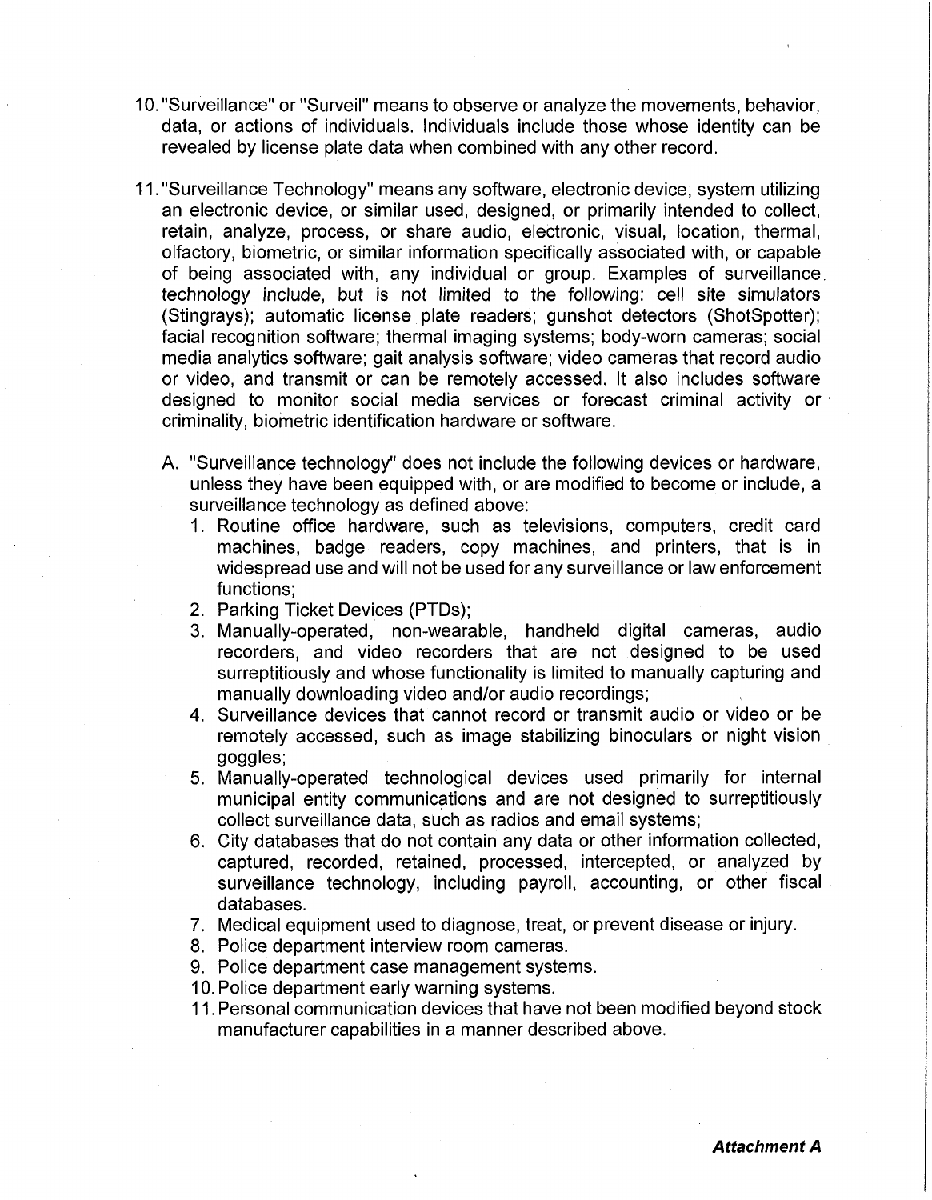10. "Surveillance" or "Surveil" means to observe or analyze the movements, behavior, data, or actions of individuals. Individuals include those whose identity can be revealed by license plate data when combined with any other record.

11. "Surveillance Technology" means any software, electronic device, system utilizing an electronic device, or similar used, designed, or primarily intended to collect, retain, analyze, process, or share audio, electronic, visual, location, thermal, olfactory, biometric, or similar information specifically associated with, or capable of being associated with, any individual or group. Examples of surveillance technology include, but is not limited to the following: cell site simulators (Stingrays); automatic license plate readers; gunshot detectors (ShotSpotter); facial recognition software; thermal imaging systems; body-worn cameras; social media analytics software; gait analysis software; video cameras that record audio or video, and transmit or can be remotely accessed. It also includes software designed to monitor social media services or forecast criminal activity or criminality, biometric identification hardware or software.

    A. "Surveillance technology" does not include the following devices or hardware, unless they have been equipped with, or are modified to become or include, a surveillance technology as defined above:
        1. Routine office hardware, such as televisions, computers, credit card machines, badge readers, copy machines, and printers, that is in widespread use and will not be used for any surveillance or law enforcement functions;
        2. Parking Ticket Devices (PTDs);
        3. Manually-operated, non-wearable, handheld digital cameras, audio recorders, and video recorders that are not designed to be used surreptitiously and whose functionality is limited to manually capturing and manually downloading video and/or audio recordings;
        4. Surveillance devices that cannot record or transmit audio or video or be remotely accessed, such as image stabilizing binoculars or night vision goggles;
        5. Manually-operated technological devices used primarily for internal municipal entity communications and are not designed to surreptitiously collect surveillance data, such as radios and email systems;
        6. City databases that do not contain any data or other information collected, captured, recorded, retained, processed, intercepted, or analyzed by surveillance technology, including payroll, accounting, or other fiscal databases.
        7. Medical equipment used to diagnose, treat, or prevent disease or injury.
        8. Police department interview room cameras.
        9. Police department case management systems.
        10. Police department early warning systems.
        11. Personal communication devices that have not been modified beyond stock manufacturer capabilities in a manner described above.

***Attachment A***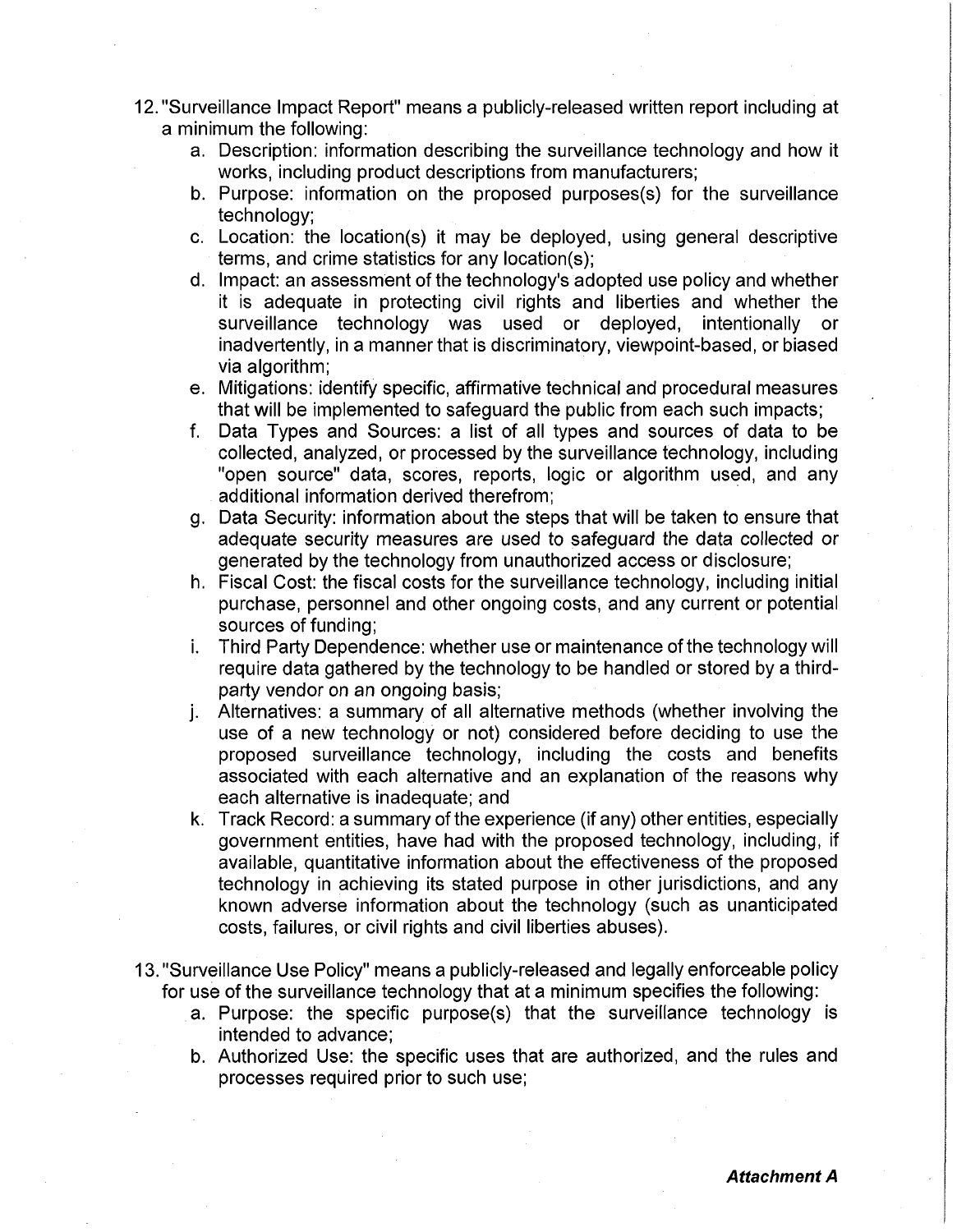12. "Surveillance Impact Report" means a publicly-released written report including at a minimum the following:
    a. Description: information describing the surveillance technology and how it works, including product descriptions from manufacturers;
    b. Purpose: information on the proposed purposes(s) for the surveillance technology;
    c. Location: the location(s) it may be deployed, using general descriptive terms, and crime statistics for any location(s);
    d. Impact: an assessment of the technology's adopted use policy and whether it is adequate in protecting civil rights and liberties and whether the surveillance technology was used or deployed, intentionally or inadvertently, in a manner that is discriminatory, viewpoint-based, or biased via algorithm;
    e. Mitigations: identify specific, affirmative technical and procedural measures that will be implemented to safeguard the public from each such impacts;
    f. Data Types and Sources: a list of all types and sources of data to be collected, analyzed, or processed by the surveillance technology, including "open source" data, scores, reports, logic or algorithm used, and any additional information derived therefrom;
    g. Data Security: information about the steps that will be taken to ensure that adequate security measures are used to safeguard the data collected or generated by the technology from unauthorized access or disclosure;
    h. Fiscal Cost: the fiscal costs for the surveillance technology, including initial purchase, personnel and other ongoing costs, and any current or potential sources of funding;
    i. Third Party Dependence: whether use or maintenance of the technology will require data gathered by the technology to be handled or stored by a third-party vendor on an ongoing basis;
    j. Alternatives: a summary of all alternative methods (whether involving the use of a new technology or not) considered before deciding to use the proposed surveillance technology, including the costs and benefits associated with each alternative and an explanation of the reasons why each alternative is inadequate; and
    k. Track Record: a summary of the experience (if any) other entities, especially government entities, have had with the proposed technology, including, if available, quantitative information about the effectiveness of the proposed technology in achieving its stated purpose in other jurisdictions, and any known adverse information about the technology (such as unanticipated costs, failures, or civil rights and civil liberties abuses).

13. "Surveillance Use Policy" means a publicly-released and legally enforceable policy for use of the surveillance technology that at a minimum specifies the following:
    a. Purpose: the specific purpose(s) that the surveillance technology is intended to advance;
    b. Authorized Use: the specific uses that are authorized, and the rules and processes required prior to such use;

***Attachment A***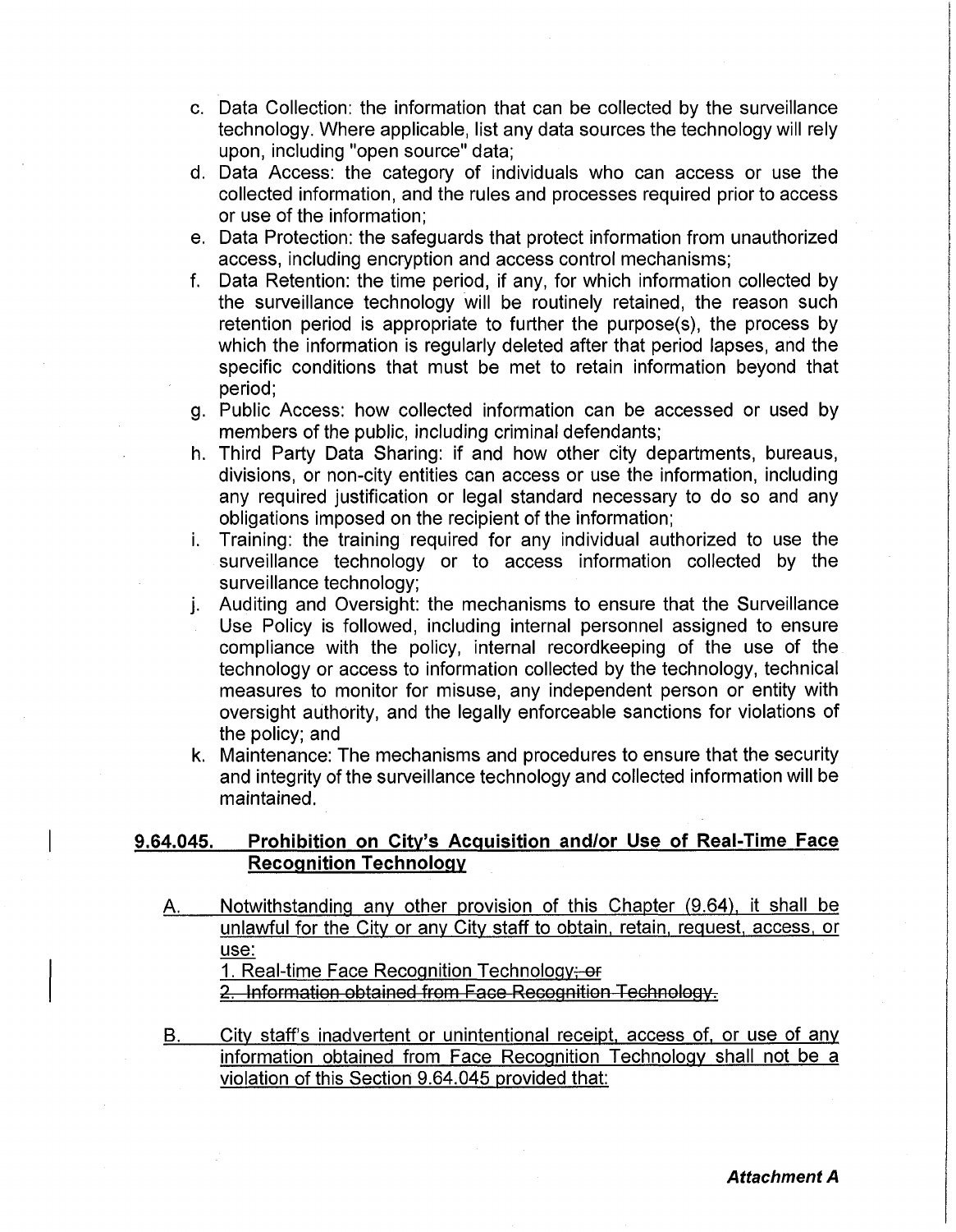c. Data Collection: the information that can be collected by the surveillance technology. Where applicable, list any data sources the technology will rely upon, including "open source" data;

d. Data Access: the category of individuals who can access or use the collected information, and the rules and processes required prior to access or use of the information;

e. Data Protection: the safeguards that protect information from unauthorized access, including encryption and access control mechanisms;

f. Data Retention: the time period, if any, for which information collected by the surveillance technology will be routinely retained, the reason such retention period is appropriate to further the purpose(s), the process by which the information is regularly deleted after that period lapses, and the specific conditions that must be met to retain information beyond that period;

g. Public Access: how collected information can be accessed or used by members of the public, including criminal defendants;

h. Third Party Data Sharing: if and how other city departments, bureaus, divisions, or non-city entities can access or use the information, including any required justification or legal standard necessary to do so and any obligations imposed on the recipient of the information;

i. Training: the training required for any individual authorized to use the surveillance technology or to access information collected by the surveillance technology;

j. Auditing and Oversight: the mechanisms to ensure that the Surveillance Use Policy is followed, including internal personnel assigned to ensure compliance with the policy, internal recordkeeping of the use of the technology or access to information collected by the technology, technical measures to monitor for misuse, any independent person or entity with oversight authority, and the legally enforceable sanctions for violations of the policy; and

k. Maintenance: The mechanisms and procedures to ensure that the security and integrity of the surveillance technology and collected information will be maintained.

## 9.64.045. Prohibition on City's Acquisition and/or Use of Real-Time Face Recognition Technology

A. Notwithstanding any other provision of this Chapter (9.64), it shall be unlawful for the City or any City staff to obtain, retain, request, access, or use:

1. Real-time Face Recognition Technology; ~~or~~

~~2. Information obtained from Face Recognition Technology.~~

B. City staff's inadvertent or unintentional receipt, access of, or use of any information obtained from Face Recognition Technology shall not be a violation of this Section 9.64.045 provided that:

***Attachment A***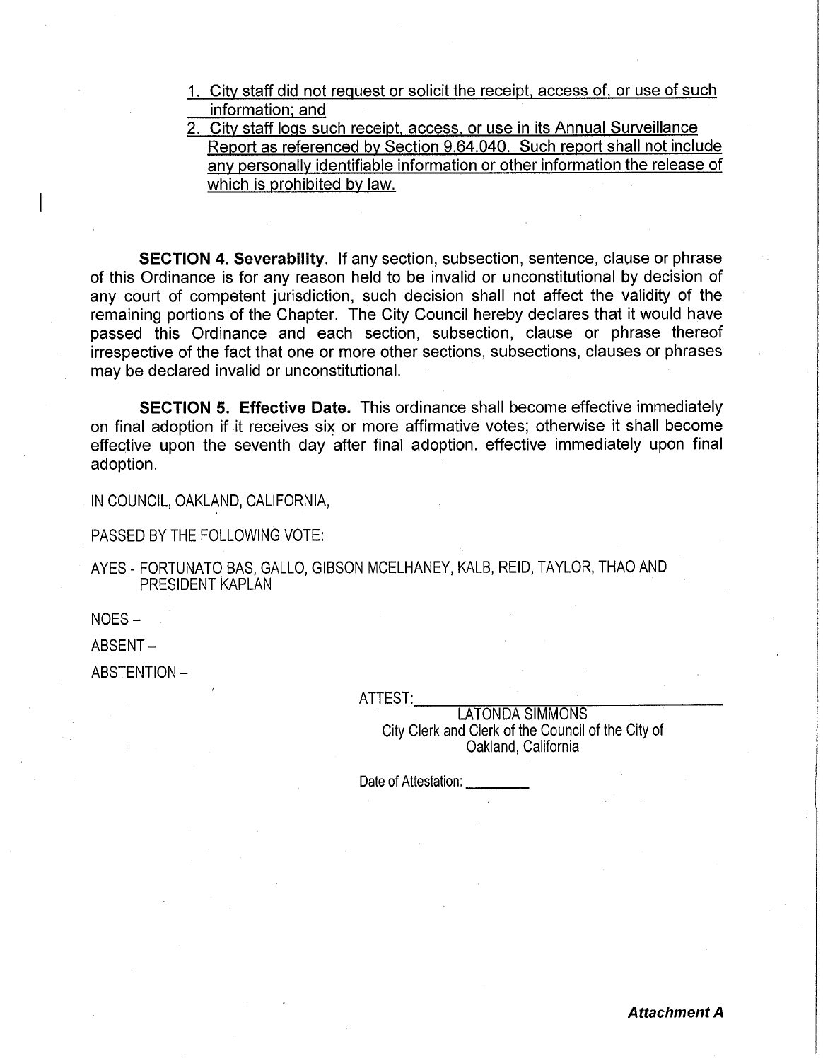1. City staff did not request or solicit the receipt, access of, or use of such information; and
2. City staff logs such receipt, access, or use in its Annual Surveillance Report as referenced by Section 9.64.040. Such report shall not include any personally identifiable information or other information the release of which is prohibited by law.

**SECTION 4. Severability**. If any section, subsection, sentence, clause or phrase of this Ordinance is for any reason held to be invalid or unconstitutional by decision of any court of competent jurisdiction, such decision shall not affect the validity of the remaining portions of the Chapter. The City Council hereby declares that it would have passed this Ordinance and each section, subsection, clause or phrase thereof irrespective of the fact that one or more other sections, subsections, clauses or phrases may be declared invalid or unconstitutional.

**SECTION 5. Effective Date.** This ordinance shall become effective immediately on final adoption if it receives six or more affirmative votes; otherwise it shall become effective upon the seventh day after final adoption. effective immediately upon final adoption.

IN COUNCIL, OAKLAND, CALIFORNIA,

PASSED BY THE FOLLOWING VOTE:

AYES - FORTUNATO BAS, GALLO, GIBSON MCELHANEY, KALB, REID, TAYLOR, THAO AND PRESIDENT KAPLAN

NOES –

ABSENT –

ABSTENTION –

ATTEST:\_\_\_\_\_\_\_\_\_\_\_\_\_\_\_\_\_\_\_\_\_\_\_\_\_\_\_\_\_\_\_\_

LATONDA SIMMONS
City Clerk and Clerk of the Council of the City of Oakland, California

Date of Attestation: \_\_\_\_\_\_\_\_\_

***Attachment A***